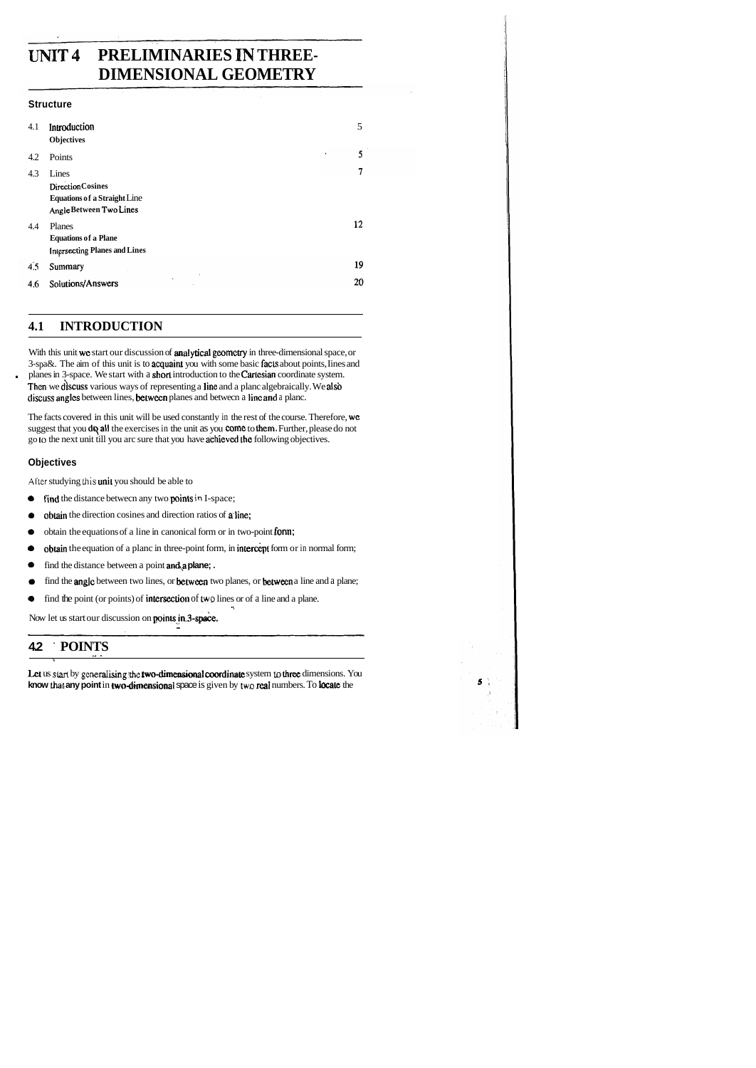# UNIT 4 PRELIMINARIES IN THREE-DIMENSIONAL GEOMETRY

### Structure

| | | |
|---|---|---|
| 4.1 | Introduction<br>Objectives | 5 |
| 4.2 | Points | 5 |
| 4.3 | Lines<br>Direction Cosines<br>Equations of a Straight Line<br>Angle Between Two Lines | 7 |
| 4.4 | Planes<br>Equations of a Plane<br>Intersecting Planes and Lines | 12 |
| 4.5 | Summary | 19 |
| 4.6 | Solutions/Answers | 20 |

## 4.1 INTRODUCTION

With this unit we start our discussion of analytical geometry in three-dimensional space, or 3-space. The aim of this unit is to acquaint you with some basic facts about points, lines and planes in 3-space. We start with a short introduction to the Cartesian coordinate system. Then we discuss various ways of representing a line and a plane algebraically. We also discuss angles between lines, between planes and between a line and a plane.

The facts covered in this unit will be used constantly in the rest of the course. Therefore, we suggest that you do all the exercises in the unit as you come to them. Further, please do not go to the next unit till you are sure that you have achieved the following objectives.

### Objectives

After studying this unit you should be able to

- find the distance between any two points in 3-space;
- obtain the direction cosines and direction ratios of a line;
- obtain the equations of a line in canonical form or in two-point form;
- obtain the equation of a plane in three-point form, in intercept form or in normal form;
- find the distance between a point and a plane;
- find the angle between two lines, or between two planes, or between a line and a plane;
- find the point (or points) of intersection of two lines or of a line and a plane.

Now let us start our discussion on points in 3-space.

## 4.2 POINTS

Let us start by generalising the two-dimensional coordinate system to three dimensions. You know that any point in two-dimensional space is given by two real numbers. To locate the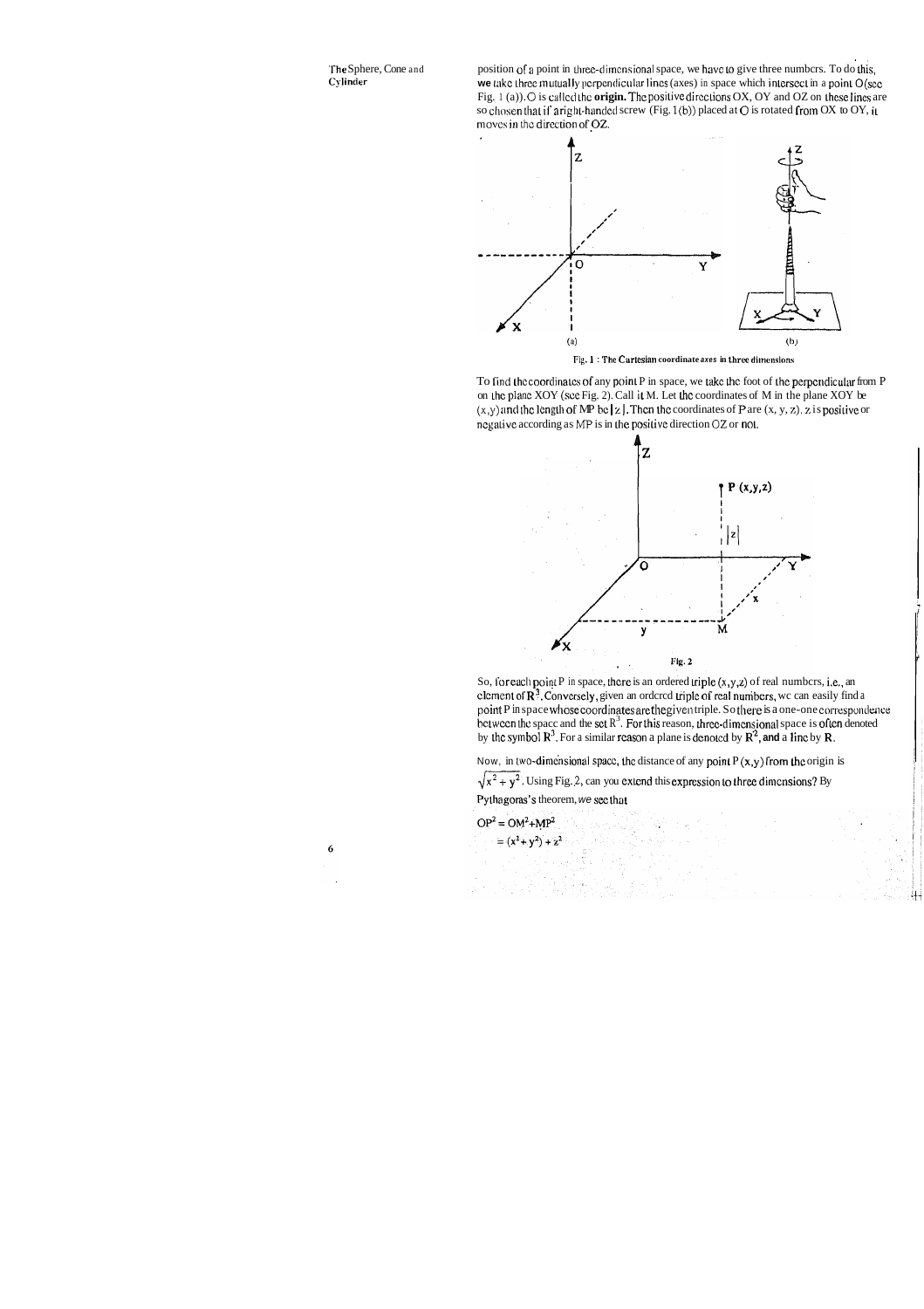position of a point in three-dimensional space, we have to give three numbers. To do this, we take three mutually perpendicular lines (axes) in space which intersect in a point O (see Fig. 1 (a)). O is called the **origin.** The positive directions OX, OY and OZ on these lines are so chosen that if a right-handed screw (Fig. 1(b)) placed at O is rotated from OX to OY, it moves in the direction of OZ.

Fig. 1 : The Cartesian coordinate axes in three dimensions

To find the coordinates of any point P in space, we take the foot of the perpendicular from P on the plane XOY (see Fig. 2). Call it M. Let the coordinates of M in the plane XOY be $(x,y)$ and the length of MP be $|z|$. Then the coordinates of P are $(x, y, z)$. $z$ is positive or negative according as MP is in the positive direction OZ or not.

Fig. 2

So, for each point P in space, there is an ordered triple $(x,y,z)$ of real numbers, i.e., an element of $\mathbf{R}^3$. Conversely, given an ordered triple of real numbers, we can easily find a point P in space whose coordinates are the given triple. So there is a one-one correspondence between the space and the set $R^3$. For this reason, three-dimensional space is often denoted by the symbol $\mathbf{R}^3$. For a similar reason a plane is denoted by $\mathbf{R}^2$, and a line by $\mathbf{R}$.

Now, in two-dimensional space, the distance of any point P $(x,y)$ from the origin is $\sqrt{x^2+y^2}$. Using Fig. 2, can you extend this expression to three dimensions? By Pythagoras's theorem, we see that

$$OP^2 = OM^2+MP^2$$
$$= (x^2+y^2)+z^2$$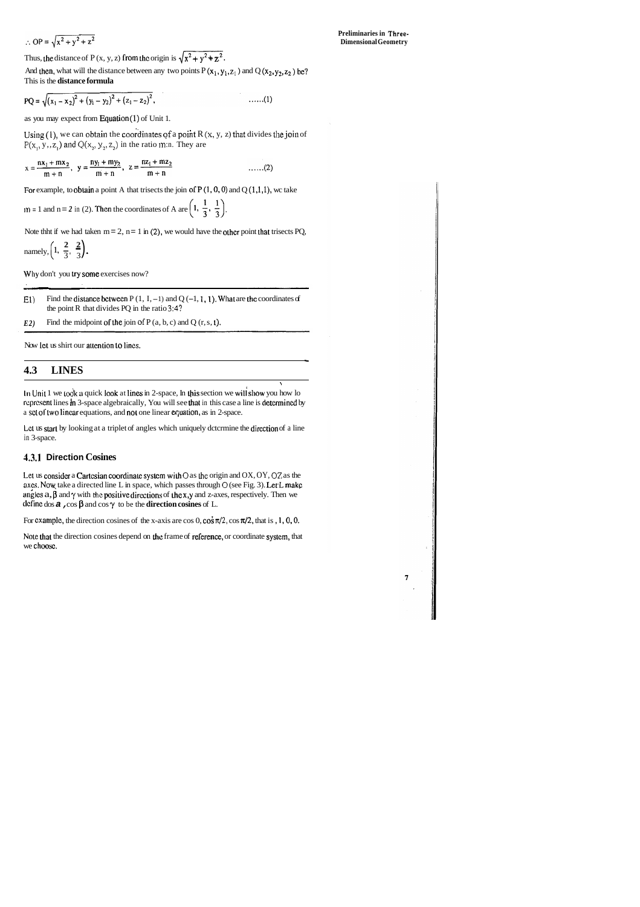$\therefore$ OP = $\sqrt{x^2 + y^2 + z^2}$

Thus, the distance of P (x, y, z) from the origin is $\sqrt{x^2 + y^2 + z^2}$.

And then, what will the distance between any two points P $(x_1, y_1, z_1)$ and Q $(x_2, y_2, z_2)$ be? This is the **distance formula**

$$PQ = \sqrt{(x_1 - x_2)^2 + (y_1 - y_2)^2 + (z_1 - z_2)^2}, \qquad \ldots\ldots(1)$$

as you may expect from Equation (1) of Unit 1.

Using (1), we can obtain the coordinates of a point R (x, y, z) that divides the join of $P(x_1, y_1, z_1)$ and $Q(x_2, y_2, z_2)$ in the ratio m:n. They are

$$x = \frac{nx_1 + mx_2}{m + n}, \quad y = \frac{ny_1 + my_2}{m + n}, \quad z = \frac{nz_1 + mz_2}{m + n} \qquad \ldots\ldots(2)$$

For example, to obtain a point A that trisects the join of P (1, 0, 0) and Q (1,1,1), we take m = 1 and n = 2 in (2). Then the coordinates of A are $\left(1, \frac{1}{3}, \frac{1}{3}\right)$.

Note that if we had taken m = 2, n = 1 in (2), we would have the other point that trisects PQ, namely, $\left(1, \frac{2}{3}, \frac{2}{3}\right)$.

Why don't you try some exercises now?

---

E1) Find the distance between P (1, 1, –1) and Q (–1, 1, 1). What are the coordinates of the point R that divides PQ in the ratio 3:4?

E2) Find the midpoint of the join of P (a, b, c) and Q (r, s, t).

---

Now let us shift our attention to lines.

## 4.3 LINES

In Unit 1 we took a quick look at lines in 2-space. In this section we will show you how to represent lines in 3-space algebraically. You will see that in this case a line is determined by a set of two linear equations, and not one linear equation, as in 2-space.

Let us start by looking at a triplet of angles which uniquely determine the direction of a line in 3-space.

### 4.3.1 Direction Cosines

Let us consider a Cartesian coordinate system with O as the origin and OX, OY, OZ as the axes. Now, take a directed line L in space, which passes through O (see Fig. 3). Let L make angles $\alpha, \beta$ and $\gamma$ with the positive directions of the x, y and z-axes, respectively. Then we define cos $\alpha$, cos $\beta$ and cos $\gamma$ to be the **direction cosines** of L.

For example, the direction cosines of the x-axis are cos 0, cos $\pi/2$, cos $\pi/2$, that is , 1, 0, 0.

Note that the direction cosines depend on the frame of reference, or coordinate system, that we choose.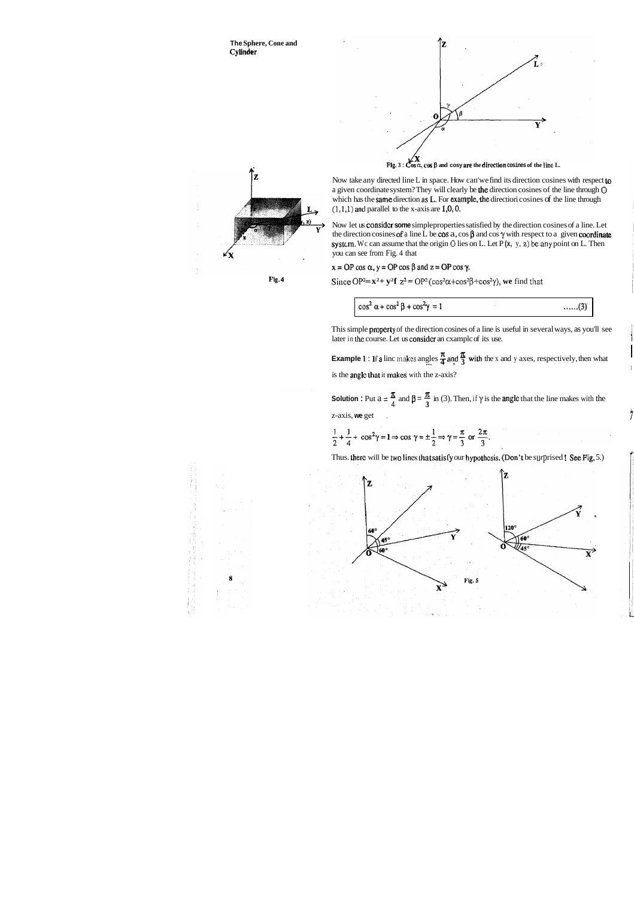Fig. 3 : $\cos\alpha$, $\cos\beta$ and $\cos\gamma$ are the direction cosines of the line L.

Now take any directed line L in space. How can we find its direction cosines with respect to a given coordinate system? They will clearly be the direction cosines of the line through O which has the same direction as L. For example, the direction cosines of the line through (1,1,1) and parallel to the x-axis are 1, 0, 0.

Fig. 4

Now let us consider some simple properties satisfied by the direction cosines of a line. Let the direction cosines of a line L be $\cos\alpha$, $\cos\beta$ and $\cos\gamma$ with respect to a given coordinate system. We can assume that the origin O lies on L. Let P (x, y, z) be any point on L. Then you can see from Fig. 4 that

$x = OP\cos\alpha$, $y = OP\cos\beta$ and $z = OP\cos\gamma$.

Since $OP^2 = x^2 + y^2 + z^2 = OP^2(\cos^2\alpha + \cos^2\beta + \cos^2\gamma)$, we find that

$$\cos^2\alpha + \cos^2\beta + \cos^2\gamma = 1 \qquad \text{......(3)}$$

This simple property of the direction cosines of a line is useful in several ways, as you'll see later in the course. Let us consider an example of its use.

**Example 1 :** If a line makes angles $\frac{\pi}{4}$ and $\frac{\pi}{3}$ with the x and y axes, respectively, then what is the angle that it makes with the z-axis?

**Solution :** Put $\alpha = \frac{\pi}{4}$ and $\beta = \frac{\pi}{3}$ in (3). Then, if $\gamma$ is the angle that the line makes with the z-axis, we get

$$\frac{1}{2} + \frac{1}{4} + \cos^2\gamma = 1 \Rightarrow \cos\gamma = \pm\frac{1}{2} \Rightarrow \gamma = \frac{\pi}{3} \text{ or } \frac{2\pi}{3}.$$

Thus, there will be two lines that satisfy our hypothesis. (Don't be surprised! See Fig. 5.)

Fig. 5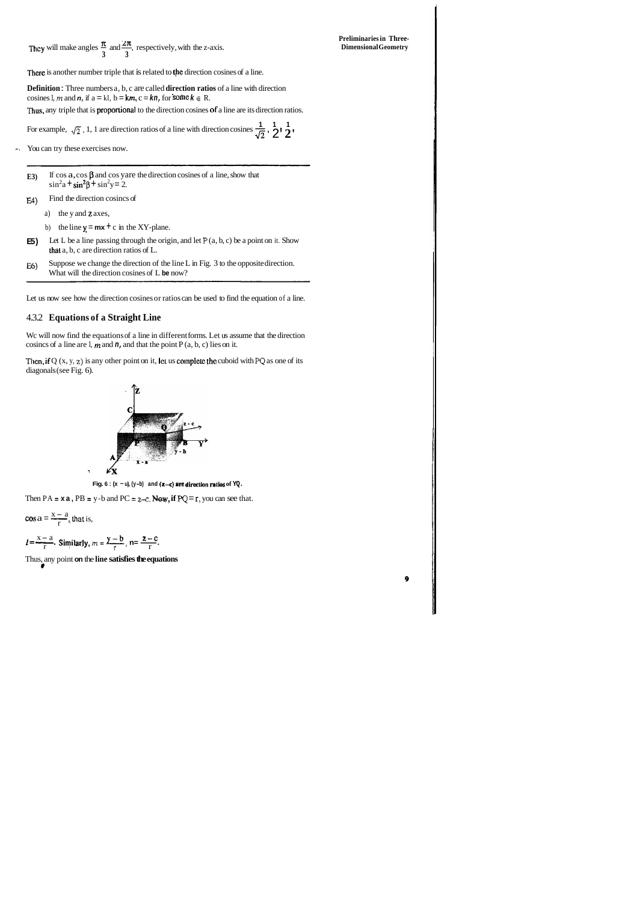They will make angles $\frac{\pi}{3}$ and $\frac{2\pi}{3}$, respectively, with the z-axis.

There is another number triple that is related to the direction cosines of a line.

**Definition :** Three numbers a, b, c are called **direction ratios** of a line with direction cosines $l$, $m$ and $n$, if $a = kl$, $b = km$, $c = kn$, for some $k \in R$.

Thus, any triple that is proportional to the direction cosines of a line are its direction ratios.

For example, $\sqrt{2}$, 1, 1 are direction ratios of a line with direction cosines $\frac{1}{\sqrt{2}}, \frac{1}{2}, \frac{1}{2}$.

You can try these exercises now.

---

**E3)** If $\cos \alpha$, $\cos \beta$ and $\cos \gamma$ are the direction cosines of a line, show that $\sin^2\alpha + \sin^2\beta + \sin^2\gamma = 2$.

**E4)** Find the direction cosines of

a) the y and z axes,

b) the line $y = mx + c$ in the XY-plane.

**E5)** Let L be a line passing through the origin, and let P (a, b, c) be a point on it. Show that a, b, c are direction ratios of L.

**E6)** Suppose we change the direction of the line L in Fig. 3 to the opposite direction. What will the direction cosines of L be now?

---

Let us now see how the direction cosines or ratios can be used to find the equation of a line.

### 4.3.2 Equations of a Straight Line

We will now find the equations of a line in different forms. Let us assume that the direction cosines of a line are $l$, $m$ and $n$, and that the point P (a, b, c) lies on it.

Then, if Q (x, y, z) is any other point on it, let us complete the cuboid with PQ as one of its diagonals (see Fig. 6).

Fig. 6 : (x − a), (y − b) and (z − c) are direction ratios of PQ.

Then $PA = x - a$, $PB = y - b$ and $PC = z - c$. Now, if $PQ = r$, you can see that.

$\cos \alpha = \frac{x-a}{r}$, that is,

$l = \frac{x-a}{r}$. Similarly, $m = \frac{y-b}{r}$, $n = \frac{z-c}{r}$.

Thus, any point on the line satisfies the equations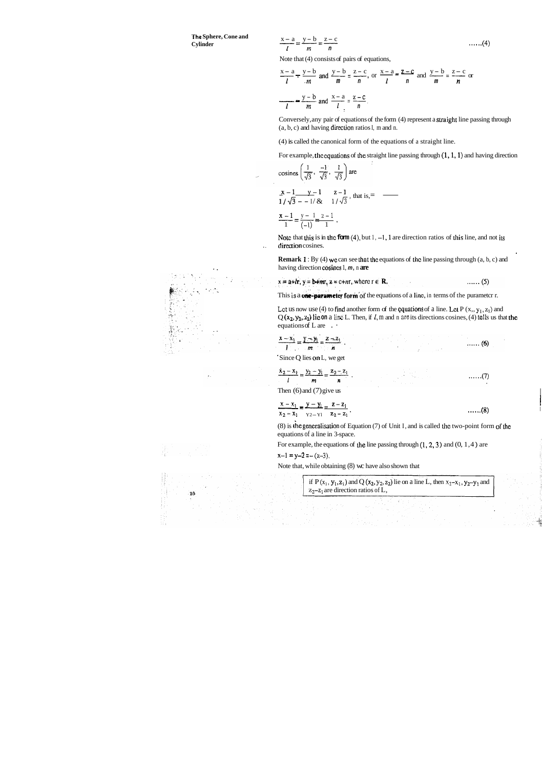$$\frac{x-a}{l} = \frac{y-b}{m} = \frac{z-c}{n} \qquad \ldots\ldots(4)$$

Note that (4) consists of pairs of equations,

$$\frac{x-a}{l} = \frac{y-b}{m} \text{ and } \frac{y-b}{m} = \frac{z-c}{n}, \text{ or } \frac{x-a}{l} = \frac{z-c}{n} \text{ and } \frac{y-b}{m} = \frac{z-c}{n} \text{ or}$$

$$\frac{x-a}{l} = \frac{y-b}{m} \text{ and } \frac{x-a}{l} = \frac{z-c}{n}.$$

Conversely, any pair of equations of the form (4) represent a straight line passing through (a, b, c) and having direction ratios l, m and n.

(4) is called the canonical form of the equations of a straight line.

For example, the equations of the straight line passing through (1, 1, 1) and having direction cosines $\left(\frac{1}{\sqrt{3}}, \frac{-1}{\sqrt{3}}, \frac{1}{\sqrt{3}}\right)$ are

$$\frac{x-1}{1/\sqrt{3}} = \frac{y-1}{-1/\sqrt{3}} = \frac{z-1}{1/\sqrt{3}}, \text{ that is,}$$

$$\frac{x-1}{1} = \frac{y-1}{(-1)} = \frac{z-1}{1}.$$

Note that this is in the form (4), but 1, –1, 1 are direction ratios of this line, and not its direction cosines.

**Remark 1** : By (4) we can see that the equations of the line passing through (a, b, c) and having direction cosines $l$, $m$, $n$ are

$$x = a + lr,\ y = b + mr,\ z = c + nr, \text{ where } r \in \mathbf{R}. \qquad \ldots\ldots(5)$$

This is a **one-parameter form** of the equations of a line, in terms of the parameter r.

Let us now use (4) to find another form of the equations of a line. Let P $(x_1, y_1, z_1)$ and Q $(x_2, y_2, z_2)$ lie on a line L. Then, if $l$, m and n are its directions cosines, (4) tells us that the equations of L are

$$\frac{x-x_1}{l} = \frac{y-y_1}{m} = \frac{z-z_1}{n}. \qquad \ldots\ldots(6)$$

Since Q lies on L, we get

$$\frac{x_2-x_1}{l} = \frac{y_2-y_1}{m} = \frac{z_2-z_1}{n}. \qquad \ldots\ldots(7)$$

Then (6) and (7) give us

$$\frac{x-x_1}{x_2-x_1} = \frac{y-y_1}{y_2-y_1} = \frac{z-z_1}{z_2-z_1}. \qquad \ldots\ldots(8)$$

(8) is the generalisation of Equation (7) of Unit 1, and is called the two-point form of the equations of a line in 3-space.

For example, the equations of the line passing through (1, 2, 3) and (0, 1, 4) are

$x-1 = y-2 = -(z-3)$.

Note that, while obtaining (8) we have also shown that

> if P $(x_1, y_1, z_1)$ and Q $(x_2, y_2, z_2)$ lie on a line L, then $x_2-x_1$, $y_2-y_1$ and $z_2-z_1$ are direction ratios of L,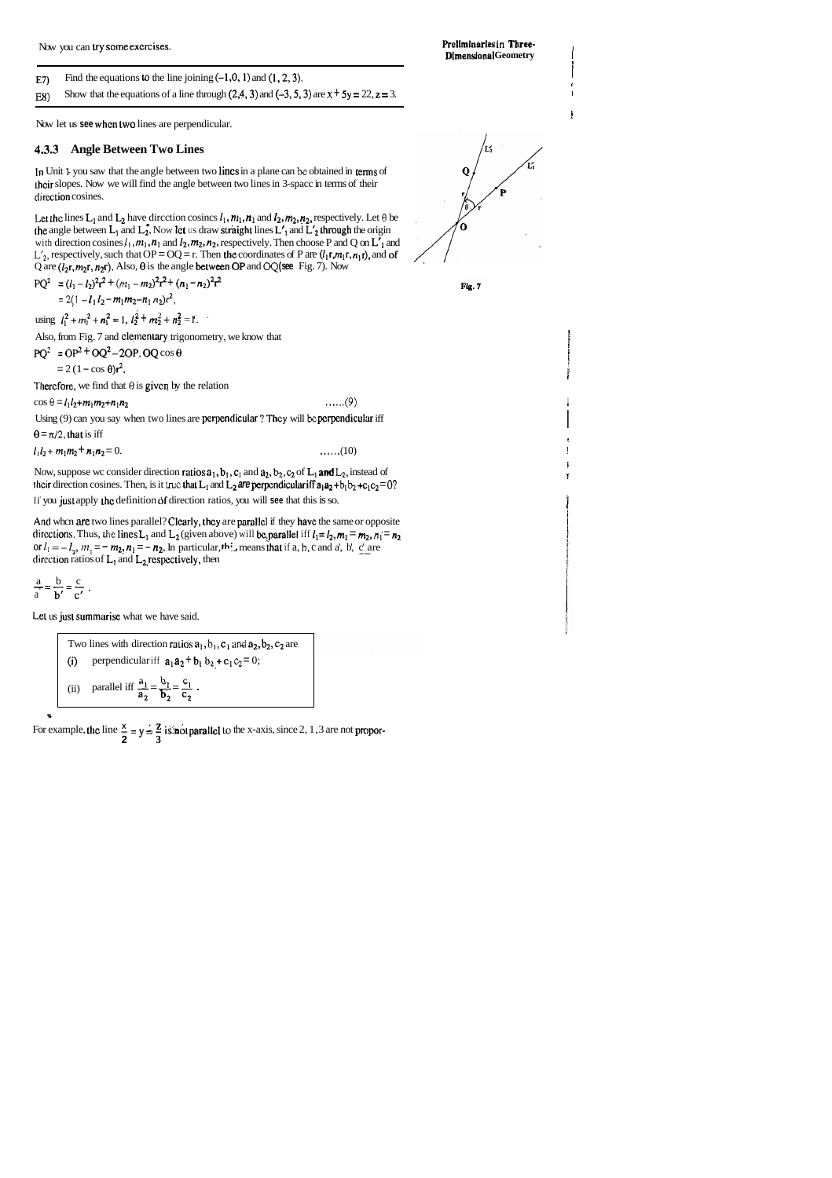Now you can try some exercises.

---

E7) Find the equations to the line joining $(-1, 0, 1)$ and $(1, 2, 3)$.

E8) Show that the equations of a line through $(2, 4, 3)$ and $(-3, 5, 3)$ are $x + 5y = 22$, $z = 3$.

---

Now let us see when two lines are perpendicular.

### 4.3.3 Angle Between Two Lines

In Unit 1 you saw that the angle between two lines in a plane can be obtained in terms of their slopes. Now we will find the angle between two lines in 3-space in terms of their direction cosines.

Let the lines $L_1$ and $L_2$ have direction cosines $l_1, m_1, n_1$ and $l_2, m_2, n_2$, respectively. Let $\theta$ be the angle between $L_1$ and $L_2$. Now let us draw straight lines $L'_1$ and $L'_2$ through the origin with direction cosines $l_1, m_1, n_1$ and $l_2, m_2, n_2$, respectively. Then choose P and Q on $L'_1$ and $L'_2$, respectively, such that $OP = OQ = r$. Then the coordinates of P are $(l_1 r, m_1 r, n_1 r)$, and of Q are $(l_2 r, m_2 r, n_2 r)$. Also, $\theta$ is the angle between OP and OQ (see Fig. 7). Now

Fig. 7

$$PQ^2 = (l_1 - l_2)^2 r^2 + (m_1 - m_2)^2 r^2 + (n_1 - n_2)^2 r^2$$

$$= 2(1 - l_1 l_2 - m_1 m_2 - n_1 n_2) r^2,$$

using $l_1^2 + m_1^2 + n_1^2 = 1$, $l_2^2 + m_2^2 + n_2^2 = 1$.

Also, from Fig. 7 and elementary trigonometry, we know that

$$PQ^2 = OP^2 + OQ^2 - 2OP.OQ \cos\theta$$

$$= 2(1 - \cos\theta) r^2.$$

Therefore, we find that $\theta$ is given by the relation

$$\cos\theta = l_1 l_2 + m_1 m_2 + n_1 n_2 \qquad \ldots\ldots(9)$$

Using (9) can you say when two lines are perpendicular? They will be perpendicular iff $\theta = \pi/2$, that is iff

$$l_1 l_2 + m_1 m_2 + n_1 n_2 = 0. \qquad \ldots\ldots(10)$$

Now, suppose we consider direction ratios $a_1, b_1, c_1$ and $a_2, b_2, c_2$ of $L_1$ and $L_2$, instead of their direction cosines. Then, is it true that $L_1$ and $L_2$ are perpendicular iff $a_1 a_2 + b_1 b_2 + c_1 c_2 = 0$? If you just apply the definition of direction ratios, you will see that this is so.

And when are two lines parallel? Clearly, they are parallel if they have the same or opposite directions. Thus, the lines $L_1$ and $L_2$ (given above) will be parallel iff $l_1 = l_2, m_1 = m_2, n_1 = n_2$ or $l_1 = -l_2$, $m_1 = -m_2$, $n_1 = -n_2$. In particular, this means that if a, b, c and a', b', c' are direction ratios of $L_1$ and $L_2$ respectively, then

$$\frac{a}{a'} = \frac{b}{b'} = \frac{c}{c'}.$$

Let us just summarise what we have said.

> Two lines with direction ratios $a_1, b_1, c_1$ and $a_2, b_2, c_2$ are
>
> (i) perpendicular iff $a_1 a_2 + b_1 b_2 + c_1 c_2 = 0$;
>
> (ii) parallel iff $\dfrac{a_1}{a_2} = \dfrac{b_1}{b_2} = \dfrac{c_1}{c_2}$.

For example, the line $\frac{x}{2} = y = \frac{z}{3}$ is not parallel to the x-axis, since 2, 1, 3 are not propor-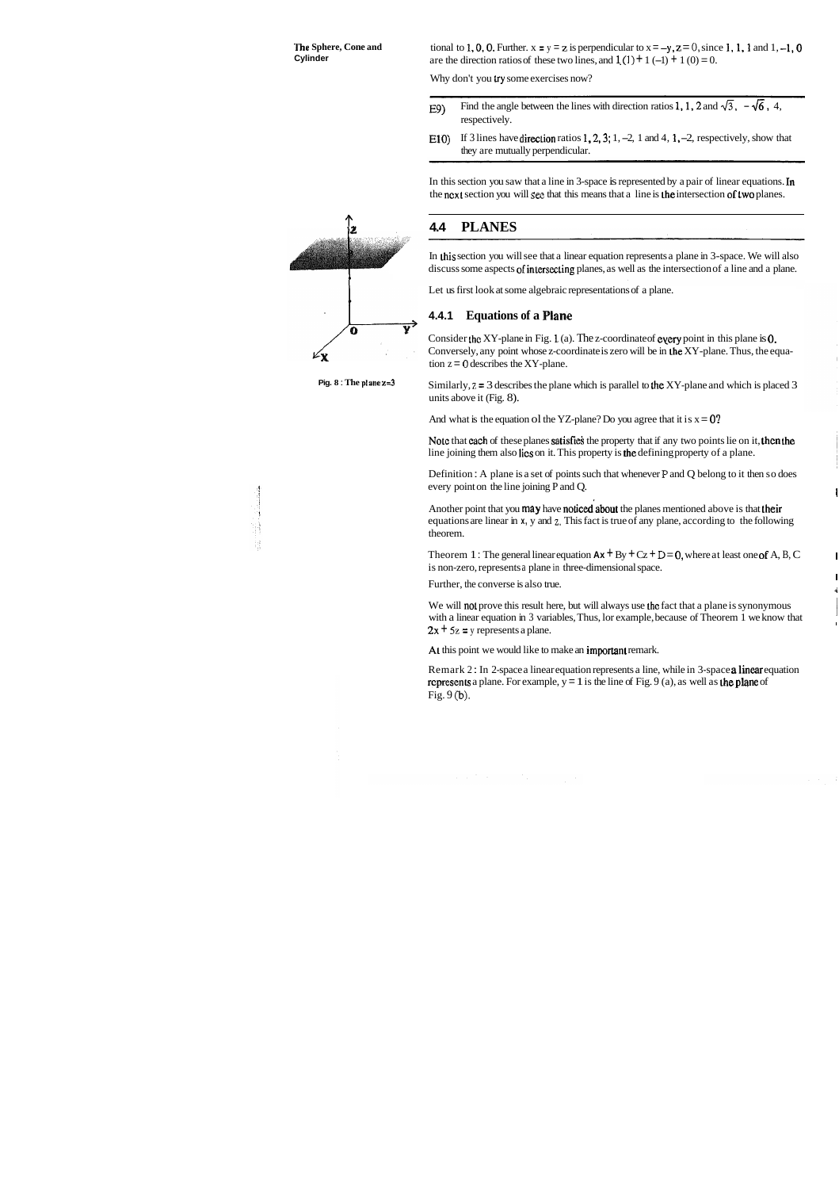tional to 1, 0, 0. Further. $x = y = z$ is perpendicular to $x = -y, z = 0$, since 1, 1, 1 and 1, –1, 0 are the direction ratios of these two lines, and $1(1) + 1(-1) + 1(0) = 0$.

Why don't you try some exercises now?

---

E9) Find the angle between the lines with direction ratios 1, 1, 2 and $\sqrt{3}$, $-\sqrt{6}$, 4, respectively.

E10) If 3 lines have direction ratios 1, 2, 3; 1, –2, 1 and 4, 1, –2, respectively, show that they are mutually perpendicular.

---

In this section you saw that a line in 3-space is represented by a pair of linear equations. In the next section you will see that this means that a line is the intersection of two planes.

## 4.4 PLANES

In this section you will see that a linear equation represents a plane in 3-space. We will also discuss some aspects of intersecting planes, as well as the intersection of a line and a plane.

Let us first look at some algebraic representations of a plane.

### 4.4.1 Equations of a Plane

Consider the XY-plane in Fig. 1 (a). The z-coordinate of every point in this plane is 0. Conversely, any point whose z-coordinate is zero will be in the XY-plane. Thus, the equation $z = 0$ describes the XY-plane.

Fig. 8 : The plane $z=3$

Similarly, $z = 3$ describes the plane which is parallel to the XY-plane and which is placed 3 units above it (Fig. 8).

And what is the equation of the YZ-plane? Do you agree that it is $x = 0$?

Note that each of these planes satisfies the property that if any two points lie on it, then the line joining them also lies on it. This property is the defining property of a plane.

Definition : A plane is a set of points such that whenever P and Q belong to it then so does every point on the line joining P and Q.

Another point that you may have noticed about the planes mentioned above is that their equations are linear in x, y and z. This fact is true of any plane, according to the following theorem.

Theorem 1 : The general linear equation $Ax + By + Cz + D = 0$, where at least one of A, B, C is non-zero, represents a plane in three-dimensional space.

Further, the converse is also true.

We will not prove this result here, but will always use the fact that a plane is synonymous with a linear equation in 3 variables. Thus, for example, because of Theorem 1 we know that $2x + 5z = y$ represents a plane.

At this point we would like to make an important remark.

Remark 2 : In 2-space a linear equation represents a line, while in 3-space a linear equation represents a plane. For example, $y = 1$ is the line of Fig. 9 (a), as well as the plane of Fig. 9 (b).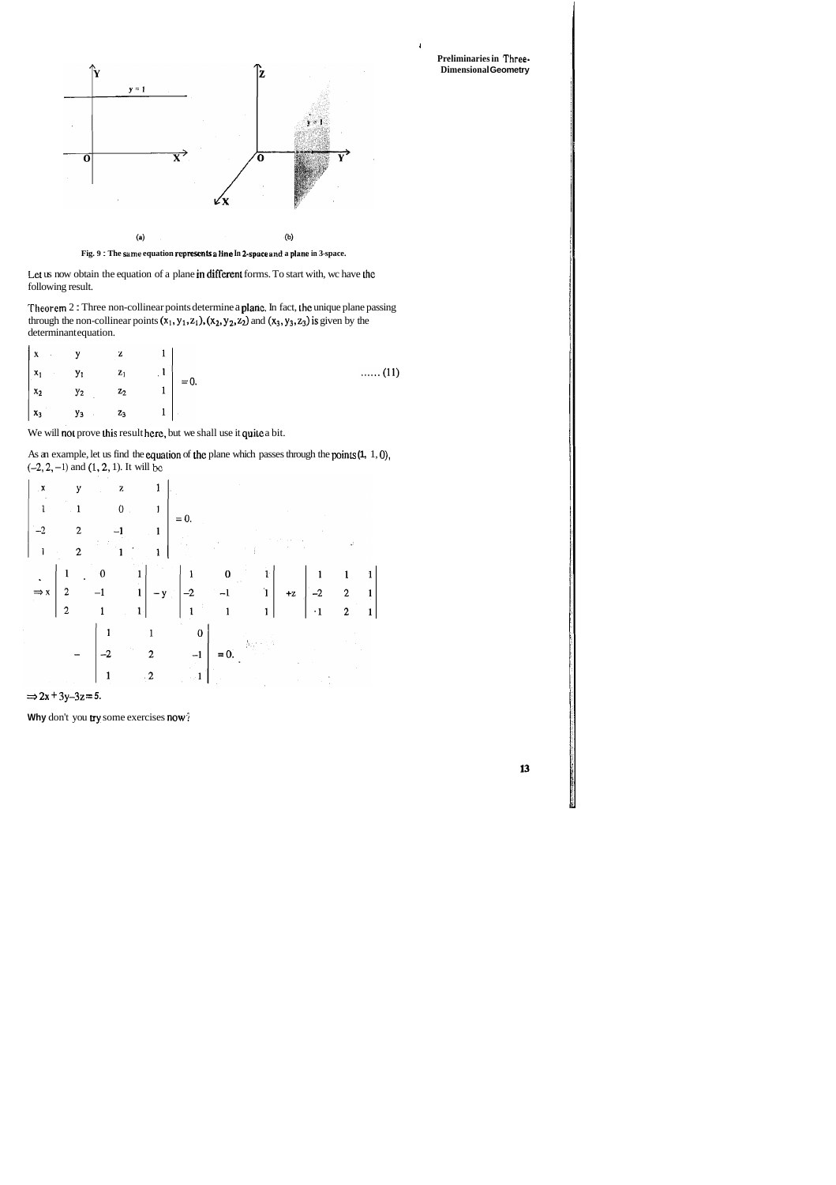Fig. 9 : The same equation represents a line in 2-space and a plane in 3-space.

Let us now obtain the equation of a plane in different forms. To start with, we have the following result.

Theorem 2 : Three non-collinear points determine a plane. In fact, the unique plane passing through the non-collinear points $(x_1, y_1, z_1)$, $(x_2, y_2, z_2)$ and $(x_3, y_3, z_3)$ is given by the determinant equation.

$$\begin{vmatrix} x & y & z & 1 \\ x_1 & y_1 & z_1 & 1 \\ x_2 & y_2 & z_2 & 1 \\ x_3 & y_3 & z_3 & 1 \end{vmatrix} = 0. \qquad \text{...... (11)}$$

We will not prove this result here, but we shall use it quite a bit.

As an example, let us find the equation of the plane which passes through the points (1, 1, 0), (–2, 2, –1) and (1, 2, 1). It will be

$$\begin{vmatrix} x & y & z & 1 \\ 1 & 1 & 0 & 1 \\ -2 & 2 & -1 & 1 \\ 1 & 2 & 1 & 1 \end{vmatrix} = 0.$$

$$\Rightarrow x \begin{vmatrix} 1 & 0 & 1 \\ 2 & -1 & 1 \\ 2 & 1 & 1 \end{vmatrix} - y \begin{vmatrix} 1 & 0 & 1 \\ -2 & -1 & 1 \\ 1 & 1 & 1 \end{vmatrix} + z \begin{vmatrix} 1 & 1 & 1 \\ -2 & 2 & 1 \\ 1 & 2 & 1 \end{vmatrix}$$

$$- \begin{vmatrix} 1 & 1 & 0 \\ -2 & 2 & -1 \\ 1 & 2 & 1 \end{vmatrix} = 0.$$

$\Rightarrow 2x + 3y - 3z = 5.$

Why don't you try some exercises now?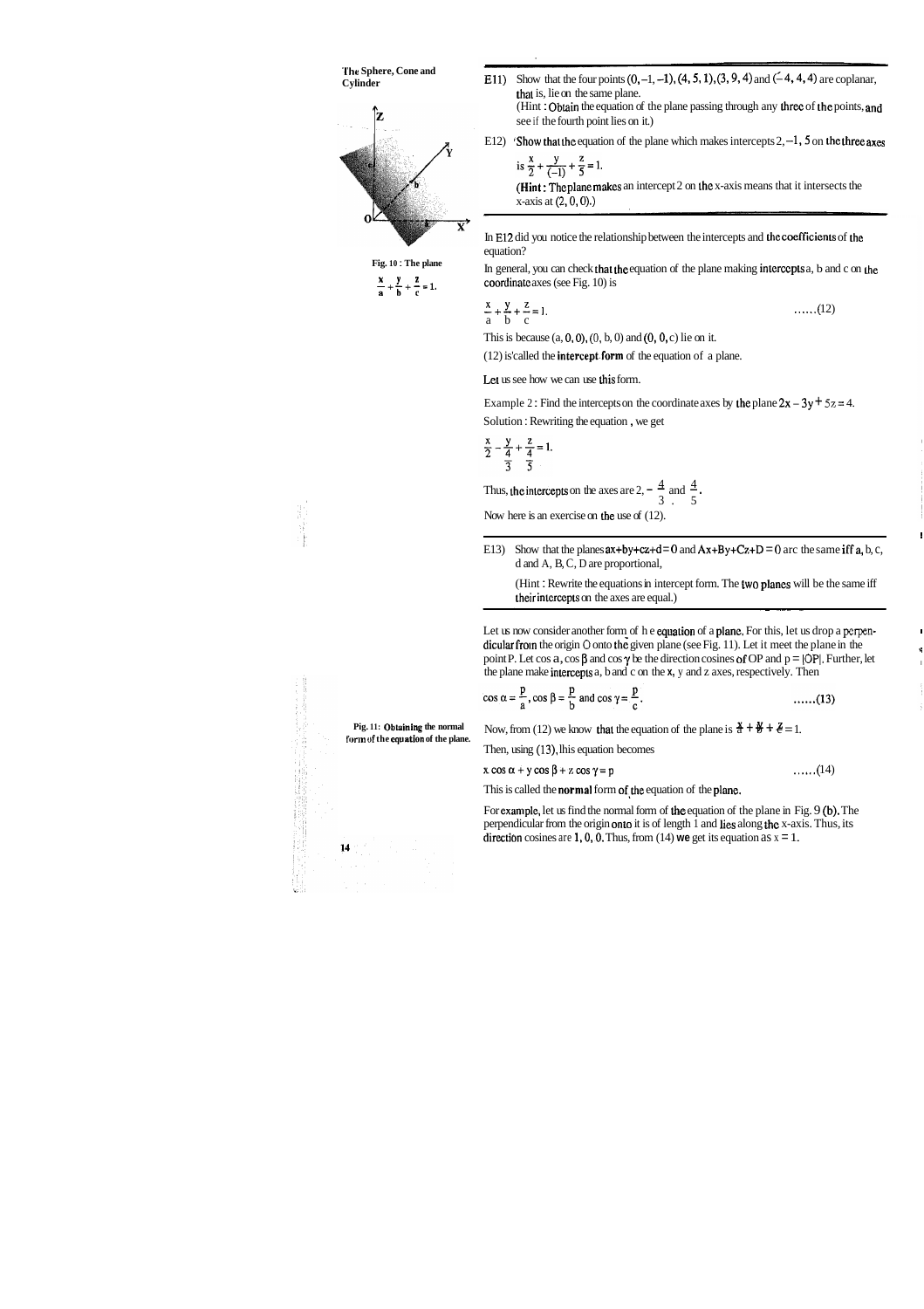E11) Show that the four points $(0,-1,-1)$, $(4,5,1)$, $(3,9,4)$ and $(-4,4,4)$ are coplanar, that is, lie on the same plane.

(Hint : Obtain the equation of the plane passing through any three of the points, and see if the fourth point lies on it.)

E12) Show that the equation of the plane which makes intercepts $2, -1, 5$ on the three axes is $\frac{x}{2} + \frac{y}{(-1)} + \frac{z}{5} = 1$.

(Hint : The plane makes an intercept 2 on the x-axis means that it intersects the x-axis at $(2, 0, 0)$.)

In E12 did you notice the relationship between the intercepts and the coefficients of the equation?

In general, you can check that the equation of the plane making intercepts a, b and c on the coordinate axes (see Fig. 10) is

$$\frac{x}{a} + \frac{y}{b} + \frac{z}{c} = 1. \quad \text{......(12)}$$

Fig. 10 : The plane $\frac{x}{a} + \frac{y}{b} + \frac{z}{c} = 1$.

This is because $(a, 0, 0)$, $(0, b, 0)$ and $(0, 0, c)$ lie on it.

(12) is called the **intercept form** of the equation of a plane.

Let us see how we can use this form.

Example 2 : Find the intercepts on the coordinate axes by the plane $2x - 3y + 5z = 4$.

Solution : Rewriting the equation, we get

$$\frac{x}{2} - \frac{y}{\frac{4}{3}} + \frac{z}{\frac{4}{5}} = 1.$$

Thus, the intercepts on the axes are $2, -\frac{4}{3}$ and $\frac{4}{5}$.

Now here is an exercise on the use of (12).

E13) Show that the planes $ax+by+cz+d=0$ and $Ax+By+Cz+D=0$ are the same iff a, b, c, d and A, B, C, D are proportional.

(Hint : Rewrite the equations in intercept form. The two planes will be the same iff their intercepts on the axes are equal.)

Let us now consider another form of the equation of a plane. For this, let us drop a perpendicular from the origin O onto the given plane (see Fig. 11). Let it meet the plane in the point P. Let $\cos\alpha$, $\cos\beta$ and $\cos\gamma$ be the direction cosines of OP and $p = |OP|$. Further, let the plane make intercepts a, b and c on the x, y and z axes, respectively. Then

$$\cos\alpha = \frac{p}{a}, \cos\beta = \frac{p}{b} \text{ and } \cos\gamma = \frac{p}{c}. \quad \text{......(13)}$$

Fig. 11: Obtaining the normal form of the equation of the plane.

Now, from (12) we know that the equation of the plane is $\frac{x}{a} + \frac{y}{b} + \frac{z}{c} = 1$.

Then, using (13), this equation becomes

$$x\cos\alpha + y\cos\beta + z\cos\gamma = p \quad \text{......(14)}$$

This is called the **normal** form of the equation of the plane.

For example, let us find the normal form of the equation of the plane in Fig. 9 (b). The perpendicular from the origin onto it is of length 1 and lies along the x-axis. Thus, its direction cosines are 1, 0, 0. Thus, from (14) we get its equation as $x = 1$.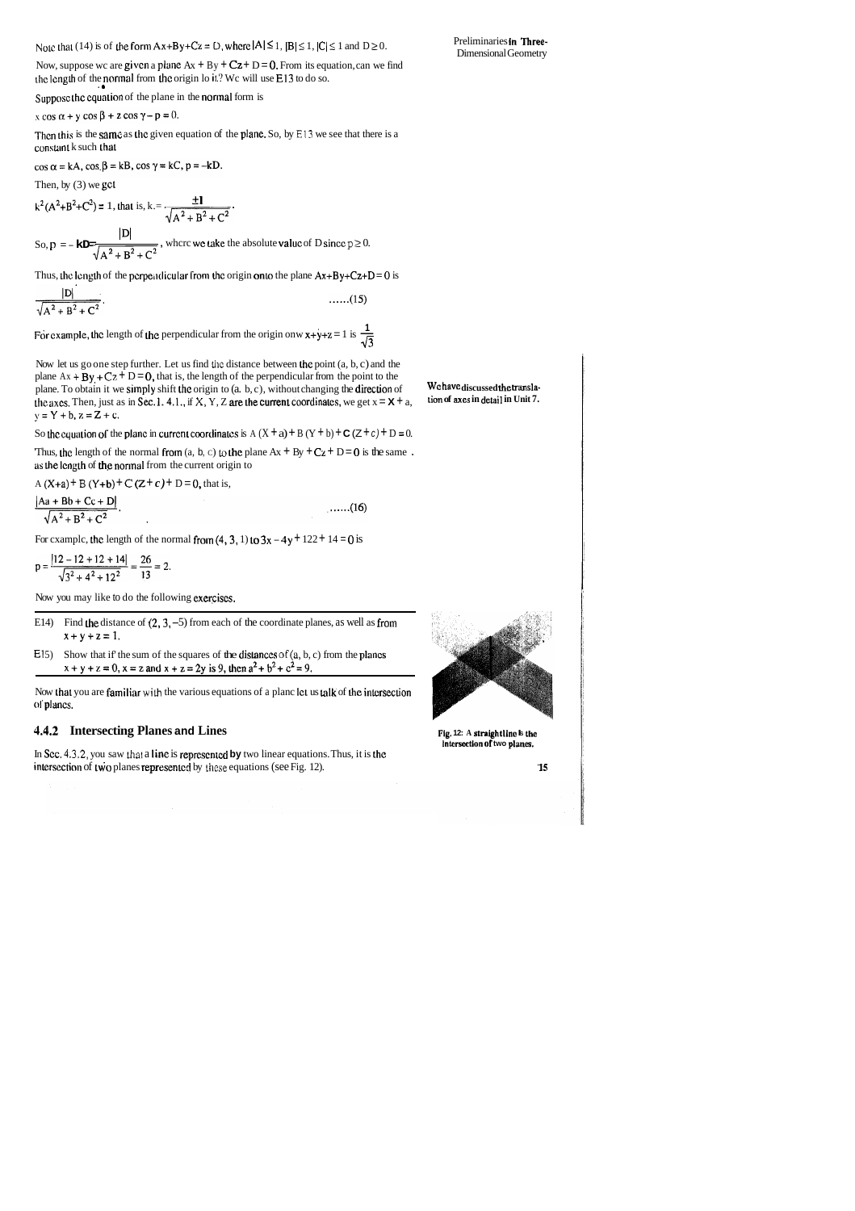Note that (14) is of the form $Ax+By+Cz = D$, where $|A| \leq 1$, $|B| \leq 1$, $|C| \leq 1$ and $D \geq 0$.

Now, suppose we are given a plane $Ax + By + Cz + D = 0$. From its equation, can we find the length of the normal from the origin to it? We will use E13 to do so.

Suppose the equation of the plane in the normal form is

$x \cos \alpha + y \cos \beta + z \cos \gamma - p = 0.$

Then this is the same as the given equation of the plane. So, by E13 we see that there is a constant k such that

$\cos \alpha = kA, \cos \beta = kB, \cos \gamma = kC, p = -kD.$

Then, by (3) we get

$k^2 (A^2+B^2+C^2) = 1$, that is, $k = \dfrac{\pm 1}{\sqrt{A^2 + B^2 + C^2}}$.

So, $p = -kD = \dfrac{|D|}{\sqrt{A^2 + B^2 + C^2}}$, where we take the absolute value of D since $p \geq 0$.

Thus, the length of the perpendicular from the origin onto the plane $Ax+By+Cz+D = 0$ is

$$\frac{|D|}{\sqrt{A^2 + B^2 + C^2}}. \qquad \text{......(15)}$$

For example, the length of the perpendicular from the origin onto $x+y+z = 1$ is $\dfrac{1}{\sqrt{3}}$

Now let us go one step further. Let us find the distance between the point (a, b, c) and the plane $Ax + By + Cz + D = 0$, that is, the length of the perpendicular from the point to the plane. To obtain it we simply shift the origin to (a, b, c), without changing the direction of the axes. Then, just as in Sec. 1. 4.1., if X, Y, Z are the current coordinates, we get $x = X + a$, $y = Y + b$, $z = Z + c$.

We have discussed the translation of axes in detail in Unit 7.

So the equation of the plane in current coordinates is $A(X + a) + B(Y + b) + C(Z + c) + D = 0$.

Thus, the length of the normal from (a, b, c) to the plane $Ax + By + Cz + D = 0$ is the same as the length of the normal from the current origin to

$A(X+a) + B(Y+b) + C(Z+c) + D = 0$, that is,

$$\frac{|Aa + Bb + Cc + D|}{\sqrt{A^2 + B^2 + C^2}}. \qquad \text{......(16)}$$

For example, the length of the normal from (4, 3, 1) to $3x - 4y + 12z + 14 = 0$ is

$$p = \frac{|12 - 12 + 12 + 14|}{\sqrt{3^2 + 4^2 + 12^2}} = \frac{26}{13} = 2.$$

Now you may like to do the following exercises.

---

E14) Find the distance of (2, 3, –5) from each of the coordinate planes, as well as from $x + y + z = 1$.

E15) Show that if the sum of the squares of the distances of (a, b, c) from the planes $x + y + z = 0$, $x = z$ and $x + z = 2y$ is 9, then $a^2 + b^2 + c^2 = 9$.

---

Now that you are familiar with the various equations of a plane let us talk of the intersection of planes.

### 4.4.2 Intersecting Planes and Lines

In Sec. 4.3.2, you saw that a line is represented by two linear equations. Thus, it is the intersection of two planes represented by these equations (see Fig. 12).

Fig. 12: A straight line is the intersection of two planes.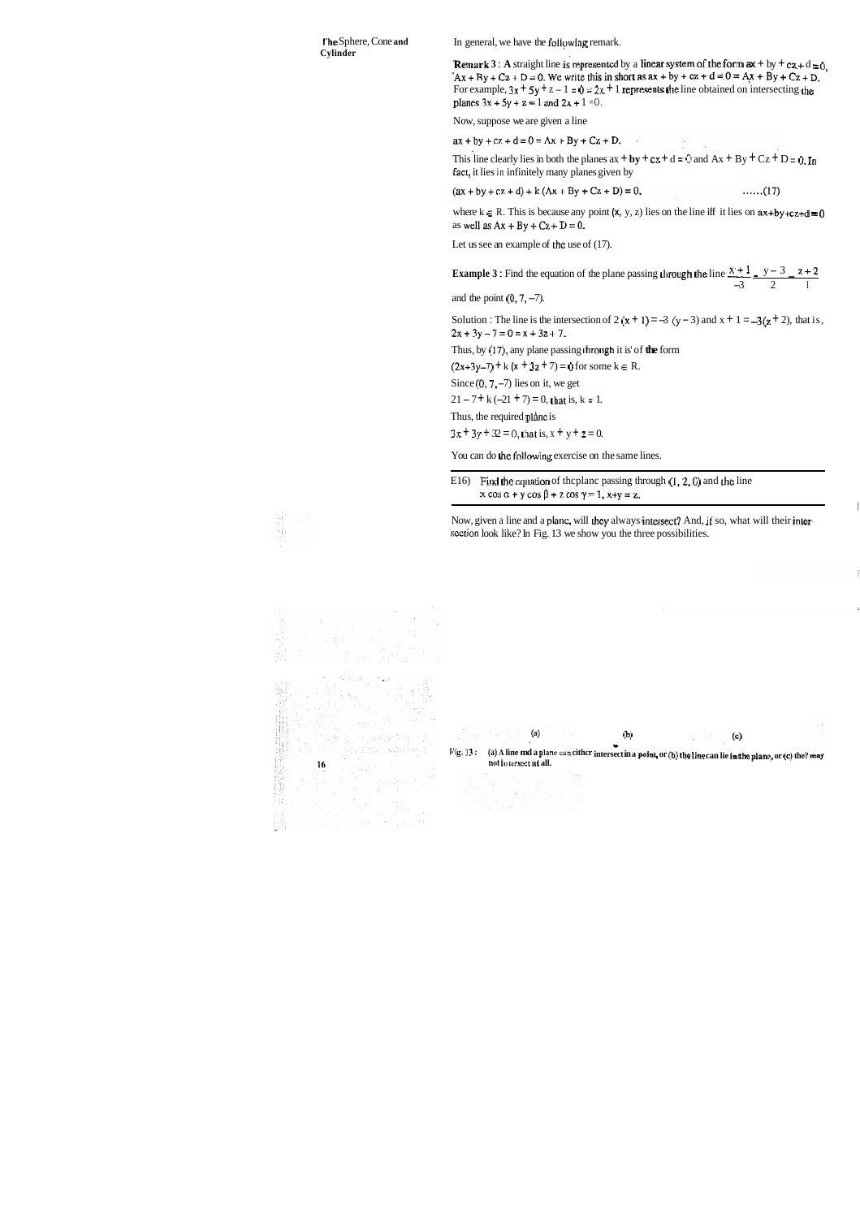In general, we have the following remark.

**Remark 3** : A straight line is represented by a linear system of the form $ax + by + cz + d = 0$, $Ax + By + Cz + D = 0$. We write this in short as $ax + by + cz + d = 0 = Ax + By + Cz + D$. For example, $3x + 5y + z - 1 = 0 = 2x + 1$ represents the line obtained on intersecting the planes $3x + 5y + z = 1$ and $2x + 1 = 0$.

Now, suppose we are given a line

$ax + by + cz + d = 0 = Ax + By + Cz + D.$

This line clearly lies in both the planes $ax + by + cz + d = 0$ and $Ax + By + Cz + D = 0$. In fact, it lies in infinitely many planes given by

$$(ax + by + cz + d) + k(Ax + By + Cz + D) = 0, \qquad \ldots\ldots(17)$$

where $k \in R$. This is because any point $(x, y, z)$ lies on the line iff it lies on $ax+by+cz+d = 0$ as well as $Ax + By + Cz + D = 0$.

Let us see an example of the use of (17).

**Example 3** : Find the equation of the plane passing through the line $\frac{x+1}{-3} = \frac{y-3}{2} = \frac{z+2}{1}$ and the point $(0, 7, -7)$.

Solution : The line is the intersection of $2(x + 1) = -3(y - 3)$ and $x + 1 = -3(z + 2)$, that is, $2x + 3y - 7 = 0 = x + 3z + 7$.

Thus, by (17), any plane passing through it is of the form

$(2x+3y-7) + k(x + 3z + 7) = 0$ for some $k \in R$.

Since $(0, 7, -7)$ lies on it, we get

$21 - 7 + k(-21 + 7) = 0$, that is, $k = 1$.

Thus, the required plane is

$3x + 3y + 3z = 0$, that is, $x + y + z = 0$.

You can do the following exercise on the same lines.

---

E16) Find the equation of the plane passing through $(1, 2, 0)$ and the line $x \cos\alpha + y\cos\beta + z\cos\gamma = 1$, $x+y = z$.

---

Now, given a line and a plane, will they always intersect? And, if so, what will their intersection look like? In Fig. 13 we show you the three possibilities.

(a) (b) (c)

Fig. 13 : (a) A line and a plane can either intersect in a point, or (b) the line can lie in the plane, or (c) they may not intersect at all.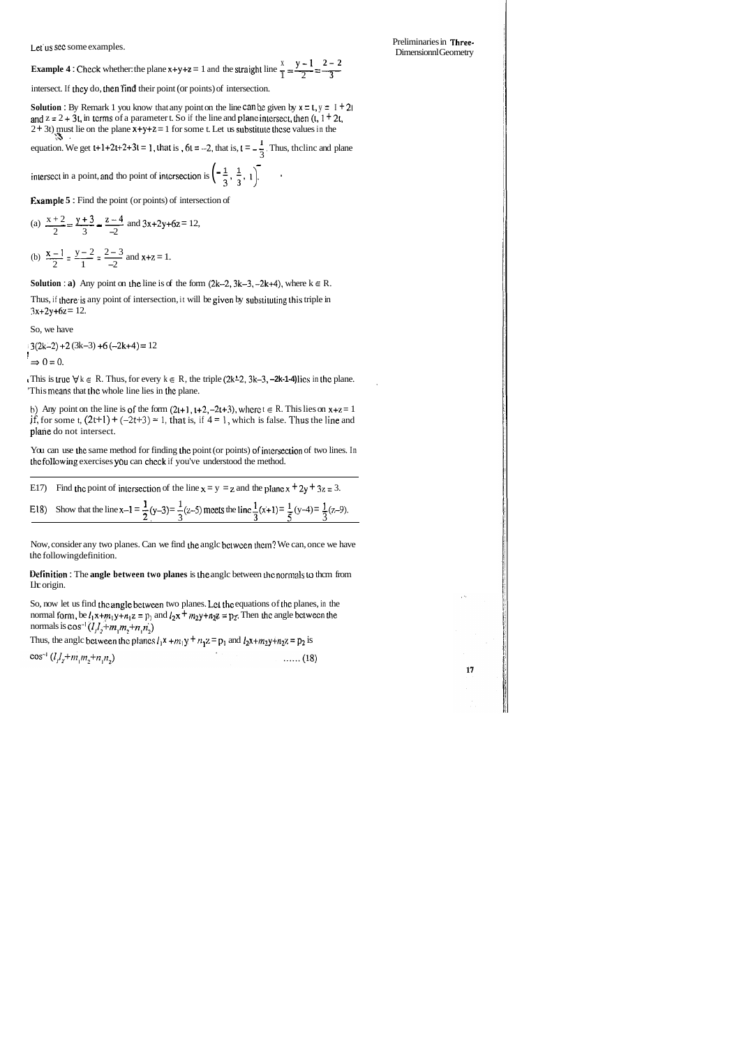Let us see some examples.

**Example 4** : Check whether the plane $x+y+z = 1$ and the straight line $\frac{x}{1} = \frac{y-1}{2} = \frac{z-2}{3}$ intersect. If they do, then find their point (or points) of intersection.

**Solution** : By Remark 1 you know that any point on the line can be given by $x = t$, $y = 1 + 2t$ and $z = 2 + 3t$, in terms of a parameter t. So if the line and plane intersect, then $(t, 1 + 2t, 2 + 3t)$ must lie on the plane $x+y+z = 1$ for some t. Let us substitute these values in the equation. We get $t+1+2t+2+3t = 1$, that is, $6t = -2$, that is, $t = -\frac{1}{3}$. Thus, the line and plane intersect in a point, and the point of intersection is $\left(-\frac{1}{3}, \frac{1}{3}, 1\right)$.

**Example 5** : Find the point (or points) of intersection of

(a) $\frac{x+2}{2} = \frac{y+3}{3} = \frac{z-4}{-2}$ and $3x+2y+6z = 12$,

(b) $\frac{x-1}{2} = \frac{y-2}{1} = \frac{z-3}{-2}$ and $x+z = 1$.

**Solution** : **a)** Any point on the line is of the form $(2k-2, 3k-3, -2k+4)$, where $k \in R$.

Thus, if there is any point of intersection, it will be given by substituting this triple in $3x+2y+6z = 12$.

So, we have

$3(2k-2) + 2(3k-3) + 6(-2k+4) = 12$

$\Rightarrow 0 = 0.$

This is true $\forall k \in R$. Thus, for every $k \in R$, the triple $(2k-2, 3k-3, -2k+4)$ lies in the plane. This means that the whole line lies in the plane.

b) Any point on the line is of the form $(2t+1, t+2, -2t+3)$, where $t \in R$. This lies on $x+z = 1$ if, for some t, $(2t+1) + (-2t+3) = 1$, that is, if $4 = 1$, which is false. Thus the line and plane do not intersect.

You can use the same method for finding the point (or points) of intersection of two lines. In the following exercises you can check if you've understood the method.

---

E17) Find the point of intersection of the line $x = y = z$ and the plane $x + 2y + 3z = 3$.

E18) Show that the line $x-1 = \frac{1}{2}(y-3) = \frac{1}{3}(z-5)$ meets the line $\frac{1}{3}(x+1) = \frac{1}{5}(y-4) = \frac{1}{3}(z-9)$.

---

Now, consider any two planes. Can we find the angle between them? We can, once we have the following definition.

**Definition** : The **angle between two planes** is the angle between the normals to them from the origin.

So, now let us find the angle between two planes. Let the equations of the planes, in the normal form, be $l_1x+m_1y+n_1z = p_1$ and $l_2x + m_2y+n_2z = p_2$. Then the angle between the normals is $\cos^{-1}(l_1l_2+m_1m_2+n_1n_2)$

Thus, the angle between the planes $l_1x + m_1y + n_1z = p_1$ and $l_2x+m_2y+n_2z = p_2$ is

$$\cos^{-1}(l_1l_2+m_1m_2+n_1n_2) \qquad \ldots\ldots (18)$$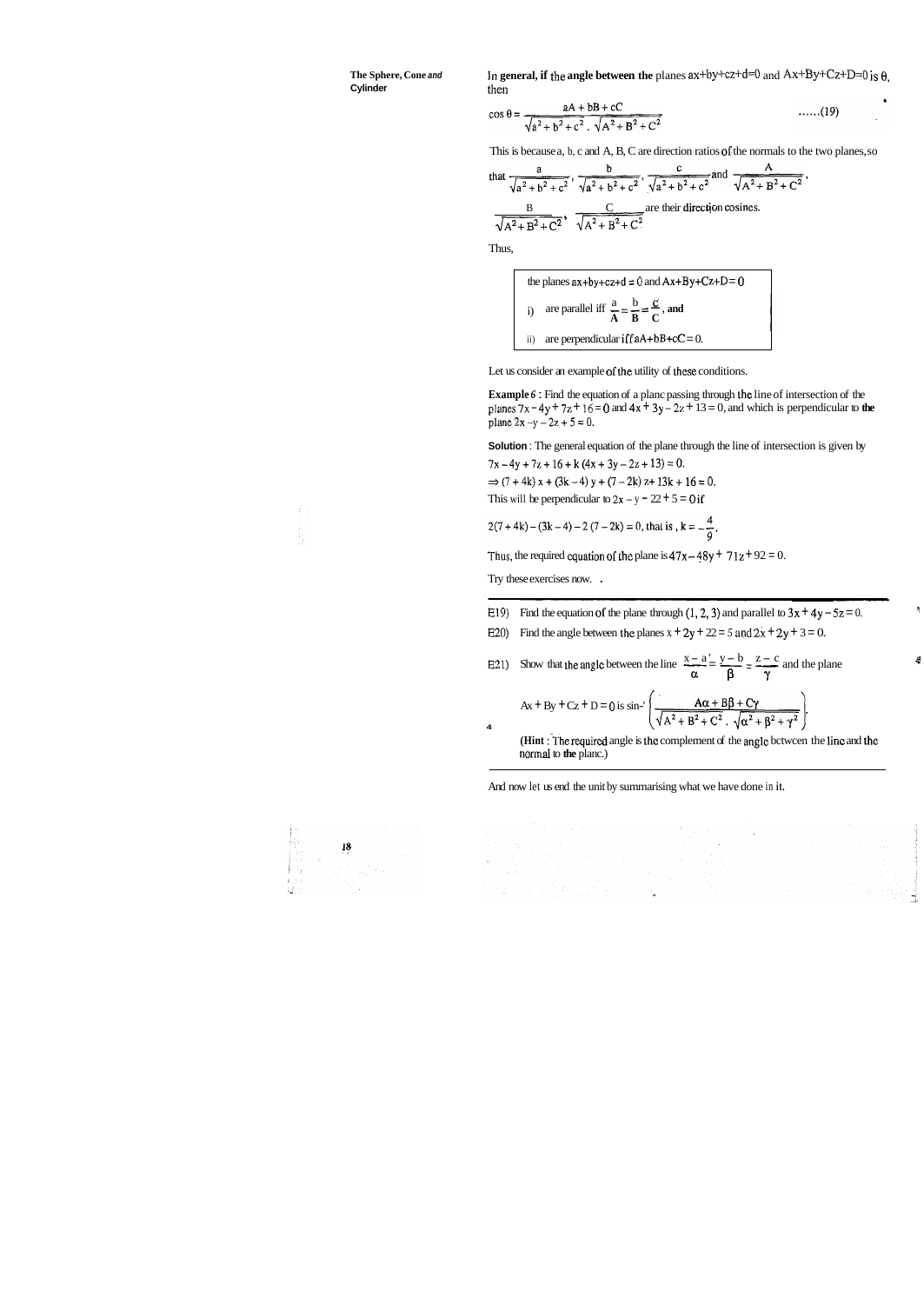In **general, if the angle between the** planes ax+by+cz+d=0 and Ax+By+Cz+D=0 is θ, then

$$\cos\theta = \frac{aA + bB + cC}{\sqrt{a^2+b^2+c^2}\,.\,\sqrt{A^2+B^2+C^2}} \qquad \ldots\ldots(19)$$

This is because a, b, c and A, B, C are direction ratios of the normals to the two planes, so that $\frac{a}{\sqrt{a^2+b^2+c^2}}$, $\frac{b}{\sqrt{a^2+b^2+c^2}}$, $\frac{c}{\sqrt{a^2+b^2+c^2}}$ and $\frac{A}{\sqrt{A^2+B^2+C^2}}$, $\frac{B}{\sqrt{A^2+B^2+C^2}}$, $\frac{C}{\sqrt{A^2+B^2+C^2}}$ are their direction cosines.

Thus,

> the planes ax+by+cz+d = 0 and Ax+By+Cz+D = 0
>
> i) are parallel iff $\frac{a}{A} = \frac{b}{B} = \frac{c}{C}$, **and**
>
> ii) are perpendicular iff aA+bB+cC = 0.

Let us consider an example of the utility of these conditions.

**Example 6 :** Find the equation of a plane passing through the line of intersection of the planes $7x - 4y + 7z + 16 = 0$ and $4x + 3y - 2z + 13 = 0$, and which is perpendicular to **the** plane $2x - y - 2z + 5 = 0$.

**Solution** : The general equation of the plane through the line of intersection is given by

$7x - 4y + 7z + 16 + k(4x + 3y - 2z + 13) = 0$.

$\Rightarrow (7 + 4k)x + (3k - 4)y + (7 - 2k)z + 13k + 16 = 0$.

This will be perpendicular to $2x - y - 2z + 5 = 0$ if

$2(7 + 4k) - (3k - 4) - 2(7 - 2k) = 0$, that is, $k = -\frac{4}{9}$.

Thus, the required equation of the plane is $47x - 48y + 71z + 92 = 0$.

Try these exercises now.

---

E19) Find the equation of the plane through (1, 2, 3) and parallel to $3x + 4y - 5z = 0$.

E20) Find the angle between the planes $x + 2y + 2z = 5$ and $2x + 2y + 3 = 0$.

E21) Show that the angle between the line $\frac{x-a}{\alpha} = \frac{y-b}{\beta} = \frac{z-c}{\gamma}$ and the plane

$Ax + By + Cz + D = 0$ is $\sin^{-1}\left(\frac{A\alpha + B\beta + C\gamma}{\sqrt{A^2+B^2+C^2}\,.\,\sqrt{\alpha^2+\beta^2+\gamma^2}}\right)$.

(**Hint** : The required angle is the complement of the angle between the line and the normal to **the** plane.)

---

And now let us end the unit by summarising what we have done in it.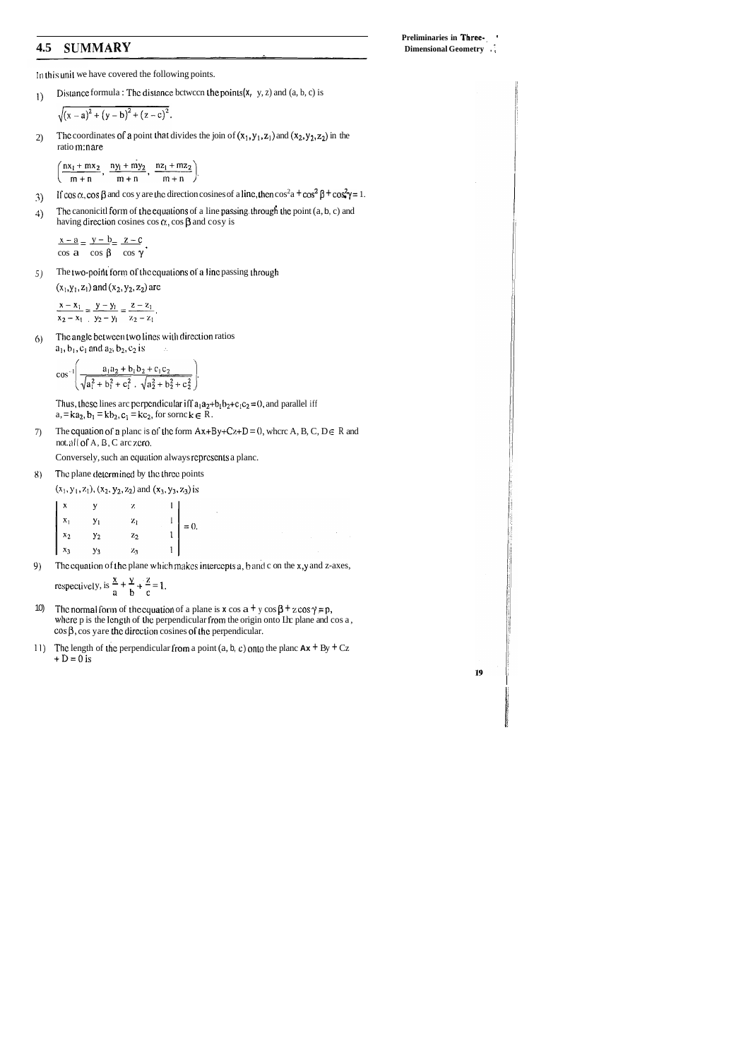## 4.5 SUMMARY

In this unit we have covered the following points.

1) Distance formula : The distance between the points $(x, y, z)$ and $(a, b, c)$ is
$\sqrt{(x-a)^2+(y-b)^2+(z-c)^2}$.

2) The coordinates of a point that divides the join of $(x_1, y_1, z_1)$ and $(x_2, y_2, z_2)$ in the ratio m:n are

$$\left(\frac{nx_1+mx_2}{m+n}, \frac{ny_1+my_2}{m+n}, \frac{nz_1+mz_2}{m+n}\right).$$

3) If $\cos\alpha, \cos\beta$ and $\cos\gamma$ are the direction cosines of a line, then $\cos^2\alpha+\cos^2\beta+\cos^2\gamma=1$.

4) The canonical form of the equations of a line passing through the point (a, b, c) and having direction cosines $\cos\alpha, \cos\beta$ and $\cos\gamma$ is

$$\frac{x-a}{\cos\alpha}=\frac{y-b}{\cos\beta}=\frac{z-c}{\cos\gamma}.$$

5) The two-point form of the equations of a line passing through $(x_1, y_1, z_1)$ and $(x_2, y_2, z_2)$ are

$$\frac{x-x_1}{x_2-x_1}=\frac{y-y_1}{y_2-y_1}=\frac{z-z_1}{z_2-z_1}.$$

6) The angle between two lines with direction ratios $a_1, b_1, c_1$ and $a_2, b_2, c_2$ is

$$\cos^{-1}\left(\frac{a_1a_2+b_1b_2+c_1c_2}{\sqrt{a_1^2+b_1^2+c_1^2}\ .\ \sqrt{a_2^2+b_2^2+c_2^2}}\right).$$

Thus, these lines are perpendicular iff $a_1a_2+b_1b_2+c_1c_2=0$, and parallel iff $a_1=ka_2, b_1=kb_2, c_1=kc_2$, for some $k\in R$.

7) The equation of a plane is of the form $Ax+By+Cz+D=0$, where $A, B, C, D\in R$ and not all of A, B, C are zero.

Conversely, such an equation always represents a plane.

8) The plane determined by the three points $(x_1, y_1, z_1)$, $(x_2, y_2, z_2)$ and $(x_3, y_3, z_3)$ is

$$\begin{vmatrix} x & y & z & 1 \\ x_1 & y_1 & z_1 & 1 \\ x_2 & y_2 & z_2 & 1 \\ x_3 & y_3 & z_3 & 1 \end{vmatrix}=0.$$

9) The equation of the plane which makes intercepts a, b and c on the x,y and z-axes, respectively, is $\frac{x}{a}+\frac{y}{b}+\frac{z}{c}=1$.

10) The normal form of the equation of a plane is $x\cos\alpha+y\cos\beta+z\cos\gamma=p$, where p is the length of the perpendicular from the origin onto the plane and $\cos\alpha$, $\cos\beta$, $\cos\gamma$ are the direction cosines of the perpendicular.

11) The length of the perpendicular from a point (a, b, c) onto the plane $Ax+By+Cz+D=0$ is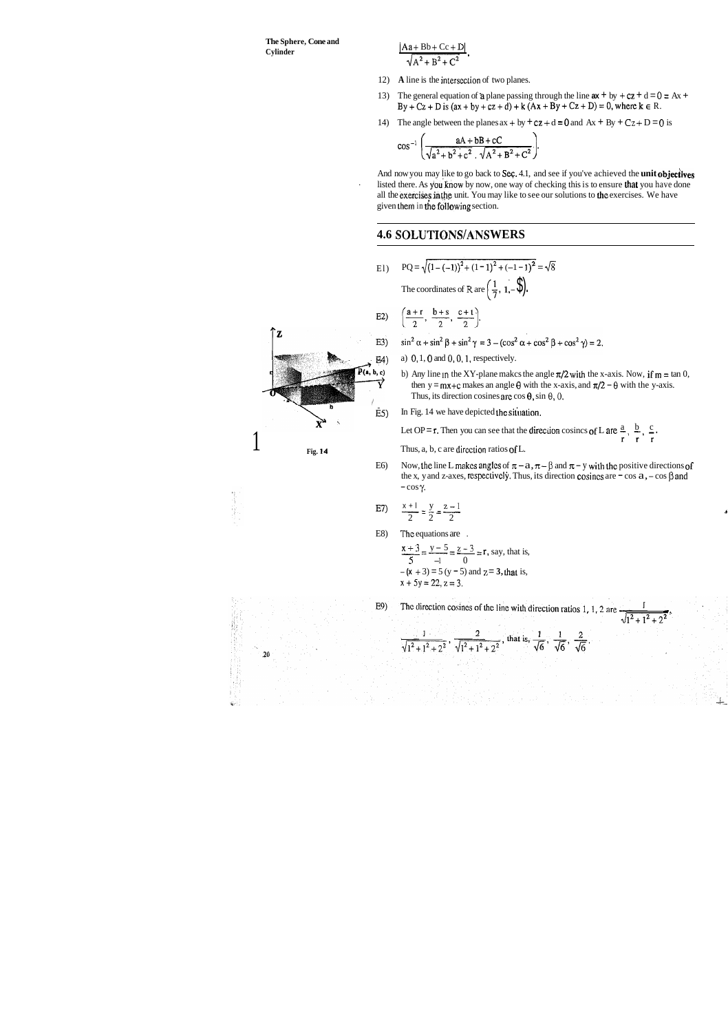$$\frac{|Aa + Bb + Cc + D|}{\sqrt{A^2 + B^2 + C^2}}.$$

12) A line is the intersection of two planes.

13) The general equation of a plane passing through the line $ax + by + cz + d = 0 = Ax + By + Cz + D$ is $(ax + by + cz + d) + k(Ax + By + Cz + D) = 0$, where $k \in R$.

14) The angle between the planes $ax + by + cz + d = 0$ and $Ax + By + Cz + D = 0$ is

$$\cos^{-1}\left(\frac{aA + bB + cC}{\sqrt{a^2 + b^2 + c^2}\,.\,\sqrt{A^2 + B^2 + C^2}}\right).$$

And now you may like to go back to Sec. 4.1, and see if you've achieved the unit objectives listed there. As you know by now, one way of checking this is to ensure that you have done all the exercises in the unit. You may like to see our solutions to the exercises. We have given them in the following section.

## 4.6 SOLUTIONS/ANSWERS

E1) $PQ = \sqrt{(1-(-1))^2 + (1-1)^2 + (-1-1)^2} = \sqrt{8}$

The coordinates of R are $\left(\frac{1}{7}, 1, -\frac{5}{7}\right)$.

E2) $\left(\frac{a+r}{2}, \frac{b+s}{2}, \frac{c+t}{2}\right)$.

E3) $\sin^2\alpha + \sin^2\beta + \sin^2\gamma = 3 - (\cos^2\alpha + \cos^2\beta + \cos^2\gamma) = 2.$

E4) a) 0, 1, 0 and 0, 0, 1, respectively.

b) Any line in the XY-plane makes the angle $\pi/2$ with the x-axis. Now, if $m = \tan 0$, then $y = mx+c$ makes an angle $\theta$ with the x-axis, and $\pi/2 - \theta$ with the y-axis. Thus, its direction cosines are $\cos\theta, \sin\theta, 0$.

E5) In Fig. 14 we have depicted the situation.

Let $OP = r$. Then you can see that the direction cosines of L are $\frac{a}{r}, \frac{b}{r}, \frac{c}{r}$.

Thus, a, b, c are direction ratios of L.

Fig. 14

E6) Now, the line L makes angles of $\pi - \alpha, \pi - \beta$ and $\pi - \gamma$ with the positive directions of the x, y and z-axes, respectively. Thus, its direction cosines are $-\cos\alpha, -\cos\beta$ and $-\cos\gamma$.

E7) $\frac{x+1}{2} = \frac{y}{2} = \frac{z-1}{2}$

E8) The equations are

$\frac{x+3}{5} = \frac{y-5}{-1} = \frac{z-3}{0} = r$, say, that is,

$-(x+3) = 5(y-5)$ and $z = 3$, that is,

$x + 5y = 22, z = 3$.

E9) The direction cosines of the line with direction ratios 1, 1, 2 are $\frac{1}{\sqrt{1^2+1^2+2^2}}$,

$$\frac{1}{\sqrt{1^2+1^2+2^2}}, \frac{2}{\sqrt{1^2+1^2+2^2}}, \text{ that is, } \frac{1}{\sqrt{6}}, \frac{1}{\sqrt{6}}, \frac{2}{\sqrt{6}}.$$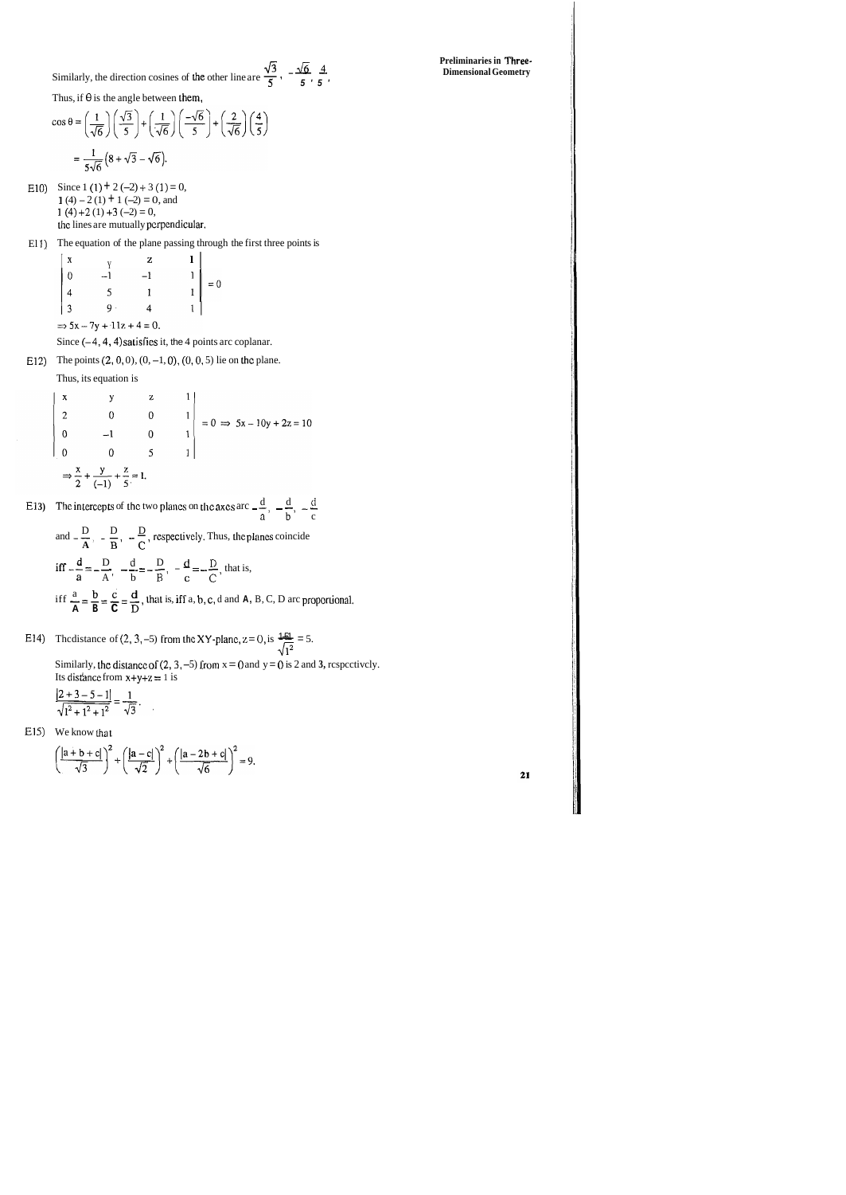Similarly, the direction cosines of the other line are $\frac{\sqrt{3}}{5}, -\frac{\sqrt{6}}{5}, \frac{4}{5}$.

Thus, if $\theta$ is the angle between them,

$$\cos\theta = \left(\frac{1}{\sqrt{6}}\right)\left(\frac{\sqrt{3}}{5}\right) + \left(\frac{1}{\sqrt{6}}\right)\left(\frac{-\sqrt{6}}{5}\right) + \left(\frac{2}{\sqrt{6}}\right)\left(\frac{4}{5}\right)$$

$$= \frac{1}{5\sqrt{6}}\left(8 + \sqrt{3} - \sqrt{6}\right).$$

E10) Since $1(1) + 2(-2) + 3(1) = 0$,
$1(4) - 2(1) + 1(-2) = 0$, and
$1(4) + 2(1) + 3(-2) = 0$,
the lines are mutually perpendicular.

E11) The equation of the plane passing through the first three points is

$$\begin{vmatrix} x & y & z & 1 \\ 0 & -1 & -1 & 1 \\ 4 & 5 & 1 & 1 \\ 3 & 9 & 4 & 1 \end{vmatrix} = 0$$

$\Rightarrow 5x - 7y + 11z + 4 = 0.$

Since $(-4, 4, 4)$ satisfies it, the 4 points are coplanar.

E12) The points $(2, 0, 0)$, $(0, -1, 0)$, $(0, 0, 5)$ lie on the plane.

Thus, its equation is

$$\begin{vmatrix} x & y & z & 1 \\ 2 & 0 & 0 & 1 \\ 0 & -1 & 0 & 1 \\ 0 & 0 & 5 & 1 \end{vmatrix} = 0 \Rightarrow 5x - 10y + 2z = 10$$

$$\Rightarrow \frac{x}{2} + \frac{y}{(-1)} + \frac{z}{5} = 1.$$

E13) The intercepts of the two planes on the axes are $-\frac{d}{a}, -\frac{d}{b}, -\frac{d}{c}$

and $-\frac{D}{A}, -\frac{D}{B}, -\frac{D}{C}$, respectively. Thus, the planes coincide

iff $-\frac{d}{a} = -\frac{D}{A}, -\frac{d}{b} = -\frac{D}{B}, -\frac{d}{c} = -\frac{D}{C}$, that is,

iff $\frac{a}{A} = \frac{b}{B} = \frac{c}{C} = \frac{d}{D}$, that is, iff a, b, c, d and A, B, C, D are proportional.

E14) The distance of $(2, 3, -5)$ from the XY-plane, $z = 0$, is $\frac{|-5|}{\sqrt{1^2}} = 5$.

Similarly, the distance of $(2, 3, -5)$ from $x = 0$ and $y = 0$ is 2 and 3, respectively.
Its distance from $x+y+z = 1$ is

$$\frac{|2 + 3 - 5 - 1|}{\sqrt{1^2 + 1^2 + 1^2}} = \frac{1}{\sqrt{3}}.$$

E15) We know that

$$\left(\frac{|a + b + c|}{\sqrt{3}}\right)^2 + \left(\frac{|a - c|}{\sqrt{2}}\right)^2 + \left(\frac{|a - 2b + c|}{\sqrt{6}}\right)^2 = 9.$$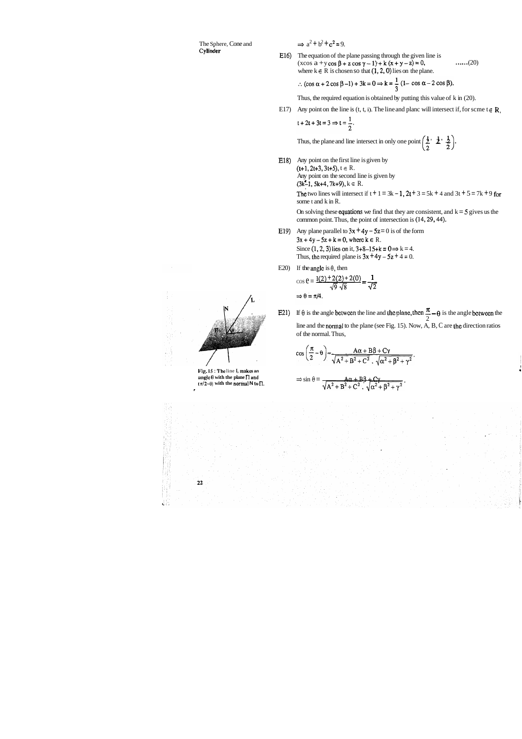$\Rightarrow a^2 + b^2 + c^2 = 9.$

E16) The equation of the plane passing through the given line is
$(x\cos\alpha + y\cos\beta + z\cos\gamma - 1) + k(x + y - z) = 0,$ ......(20)
where $k \in R$ is chosen so that $(1, 2, 0)$ lies on the plane.

$\therefore (\cos\alpha + 2\cos\beta - 1) + 3k = 0 \Rightarrow k = \frac{1}{3}(1 - \cos\alpha - 2\cos\beta).$

Thus, the required equation is obtained by putting this value of k in (20).

E17) Any point on the line is (t, t, t). The line and plane will intersect if, for some $t \in R$,

$t + 2t + 3t = 3 \Rightarrow t = \frac{1}{2}.$

Thus, the plane and line intersect in only one point $\left(\frac{1}{2}, \frac{1}{2}, \frac{1}{2}\right)$.

E18) Any point on the first line is given by
$(t+1, 2t+3, 3t+5), t \in R.$
Any point on the second line is given by
$(3k-1, 5k+4, 7k+9), k \in R.$
The two lines will intersect if $t + 1 = 3k - 1$, $2t + 3 = 5k + 4$ and $3t + 5 = 7k + 9$ for some t and k in R.

On solving these equations we find that they are consistent, and $k = 5$ gives us the common point. Thus, the point of intersection is (14, 29, 44).

E19) Any plane parallel to $3x + 4y - 5z = 0$ is of the form
$3x + 4y - 5z + k = 0$, where $k \in R$.
Since (1, 2, 3) lies on it, $3+8-15+k = 0 \Rightarrow k = 4.$
Thus, the required plane is $3x + 4y - 5z + 4 = 0$.

E20) If the angle is $\theta$, then

$\cos\theta = \frac{1(2) + 2(2) + 2(0)}{\sqrt{9}\sqrt{8}} = \frac{1}{\sqrt{2}}$

$\Rightarrow \theta = \pi/4.$

E21) If $\theta$ is the angle between the line and the plane, then $\frac{\pi}{2} - \theta$ is the angle between the line and the normal to the plane (see Fig. 15). Now, A, B, C are the direction ratios of the normal. Thus,

$$\cos\left(\frac{\pi}{2} - \theta\right) = \frac{A\alpha + B\beta + C\gamma}{\sqrt{A^2 + B^2 + C^2}\,.\,\sqrt{\alpha^2 + \beta^2 + \gamma^2}}.$$

$$\Rightarrow \sin\theta = \frac{A\alpha + B\beta + C\gamma}{\sqrt{A^2 + B^2 + C^2}\,.\,\sqrt{\alpha^2 + \beta^2 + \gamma^2}}.$$

Fig. 15 : The line L makes an angle $\theta$ with the plane $\Pi$ and $(\pi/2 - \theta)$ with the normal N to $\Pi$.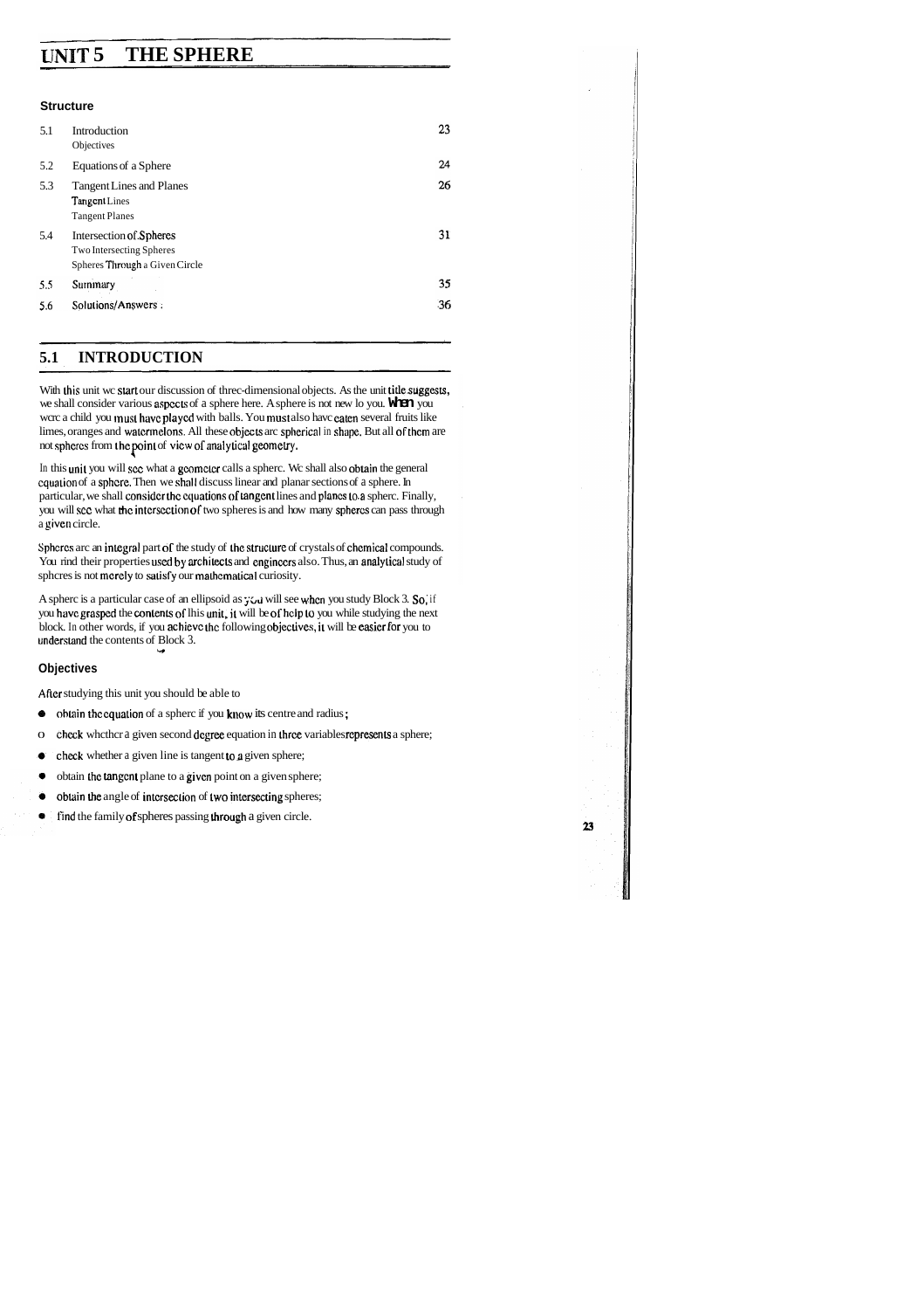# UNIT 5 THE SPHERE

### Structure

| | | |
|---|---|---|
| 5.1 | Introduction<br>Objectives | 23 |
| 5.2 | Equations of a Sphere | 24 |
| 5.3 | Tangent Lines and Planes<br>Tangent Lines<br>Tangent Planes | 26 |
| 5.4 | Intersection of Spheres<br>Two Intersecting Spheres<br>Spheres Through a Given Circle | 31 |
| 5.5 | Summary | 35 |
| 5.6 | Solutions/Answers | 36 |

## 5.1 INTRODUCTION

With this unit we start our discussion of three-dimensional objects. As the unit title suggests, we shall consider various aspects of a sphere here. A sphere is not new to you. When you were a child you must have played with balls. You must also have eaten several fruits like limes, oranges and watermelons. All these objects are spherical in shape. But all of them are not spheres from the point of view of analytical geometry.

In this unit you will see what a geometer calls a sphere. We shall also obtain the general equation of a sphere. Then we shall discuss linear and planar sections of a sphere. In particular, we shall consider the equations of tangent lines and planes to a sphere. Finally, you will see what the intersection of two spheres is and how many spheres can pass through a given circle.

Spheres are an integral part of the study of the structure of crystals of chemical compounds. You find their properties used by architects and engineers also. Thus, an analytical study of spheres is not merely to satisfy our mathematical curiosity.

A sphere is a particular case of an ellipsoid as you will see when you study Block 3. So, if you have grasped the contents of this unit, it will be of help to you while studying the next block. In other words, if you achieve the following objectives, it will be easier for you to understand the contents of Block 3.

### Objectives

After studying this unit you should be able to

- obtain the equation of a sphere if you know its centre and radius;
- check whether a given second degree equation in three variables represents a sphere;
- check whether a given line is tangent to a given sphere;
- obtain the tangent plane to a given point on a given sphere;
- obtain the angle of intersection of two intersecting spheres;
- find the family of spheres passing through a given circle.